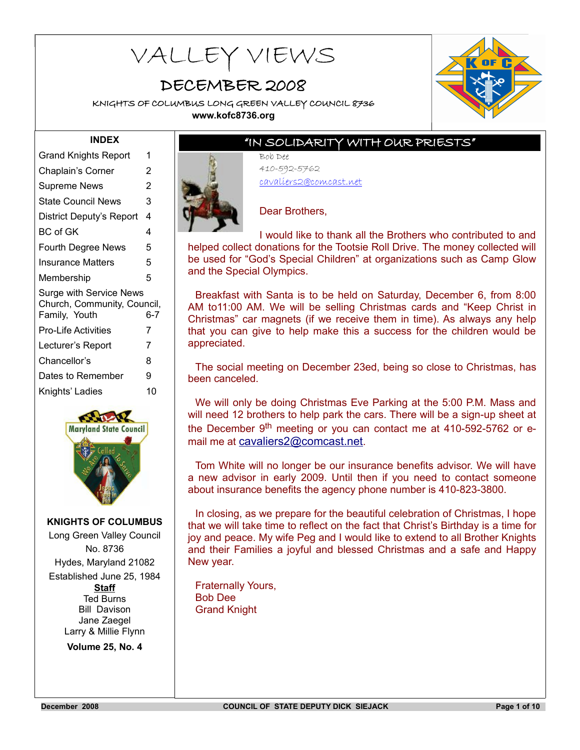# VALLEY VIEWS

## DECEMBER 2008

KNIGHTS OF COLUMBUS LONG GREEN VALLEY COUNCIL 8736

**www.kofc8736.org**

**INDEX**

| | |
|---|---|
| Grand Knights Report | 1 |
| Chaplain's Corner | 2 |
| Supreme News | 2 |
| State Council News | 3 |
| District Deputy's Report | 4 |
| BC of GK | 4 |
| Fourth Degree News | 5 |
| Insurance Matters | 5 |
| Membership | 5 |
| Surge with Service News Church, Community, Council, Family, Youth | 6-7 |
| Pro-Life Activities | 7 |
| Lecturer's Report | 7 |
| Chancellor's | 8 |
| Dates to Remember | 9 |
| Knights' Ladies | 10 |

**KNIGHTS OF COLUMBUS**

Long Green Valley Council No. 8736

Hydes, Maryland 21082

Established June 25, 1984

**Staff**

Ted Burns

Bill Davison

Jane Zaegel

Larry & Millie Flynn

**Volume 25, No. 4**

## "IN SOLIDARITY WITH OUR PRIESTS"

Bob Dee

410-592-5762

cavaliers2@comcast.net

Dear Brothers,

I would like to thank all the Brothers who contributed to and helped collect donations for the Tootsie Roll Drive. The money collected will be used for "God's Special Children" at organizations such as Camp Glow and the Special Olympics.

Breakfast with Santa is to be held on Saturday, December 6, from 8:00 AM to11:00 AM. We will be selling Christmas cards and "Keep Christ in Christmas" car magnets (if we receive them in time). As always any help that you can give to help make this a success for the children would be appreciated.

The social meeting on December 23ed, being so close to Christmas, has been canceled.

We will only be doing Christmas Eve Parking at the 5:00 P.M. Mass and will need 12 brothers to help park the cars. There will be a sign-up sheet at the December 9th meeting or you can contact me at 410-592-5762 or e-mail me at cavaliers2@comcast.net.

Tom White will no longer be our insurance benefits advisor. We will have a new advisor in early 2009. Until then if you need to contact someone about insurance benefits the agency phone number is 410-823-3800.

In closing, as we prepare for the beautiful celebration of Christmas, I hope that we will take time to reflect on the fact that Christ's Birthday is a time for joy and peace. My wife Peg and I would like to extend to all Brother Knights and their Families a joyful and blessed Christmas and a safe and Happy New year.

Fraternally Yours,
Bob Dee
Grand Knight

COUNCIL OF STATE DEPUTY DICK SIEJACK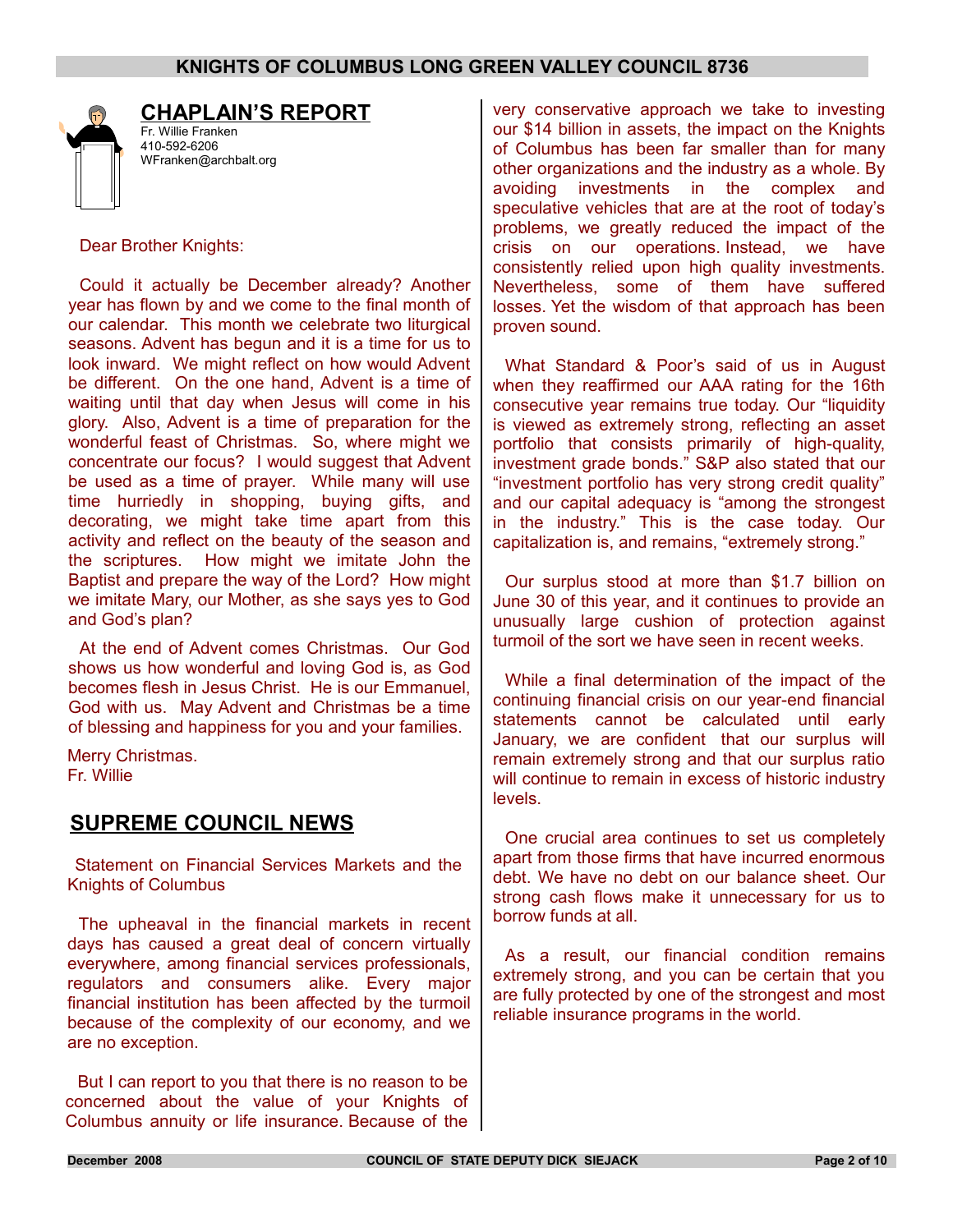## CHAPLAIN'S REPORT

Fr. Willie Franken
410-592-6206
WFranken@archbalt.org

Dear Brother Knights:

Could it actually be December already? Another year has flown by and we come to the final month of our calendar. This month we celebrate two liturgical seasons. Advent has begun and it is a time for us to look inward. We might reflect on how would Advent be different. On the one hand, Advent is a time of waiting until that day when Jesus will come in his glory. Also, Advent is a time of preparation for the wonderful feast of Christmas. So, where might we concentrate our focus? I would suggest that Advent be used as a time of prayer. While many will use time hurriedly in shopping, buying gifts, and decorating, we might take time apart from this activity and reflect on the beauty of the season and the scriptures. How might we imitate John the Baptist and prepare the way of the Lord? How might we imitate Mary, our Mother, as she says yes to God and God's plan?

At the end of Advent comes Christmas. Our God shows us how wonderful and loving God is, as God becomes flesh in Jesus Christ. He is our Emmanuel, God with us. May Advent and Christmas be a time of blessing and happiness for you and your families.

Merry Christmas.
Fr. Willie

## SUPREME COUNCIL NEWS

Statement on Financial Services Markets and the Knights of Columbus

The upheaval in the financial markets in recent days has caused a great deal of concern virtually everywhere, among financial services professionals, regulators and consumers alike. Every major financial institution has been affected by the turmoil because of the complexity of our economy, and we are no exception.

But I can report to you that there is no reason to be concerned about the value of your Knights of Columbus annuity or life insurance. Because of the very conservative approach we take to investing our $14 billion in assets, the impact on the Knights of Columbus has been far smaller than for many other organizations and the industry as a whole. By avoiding investments in the complex and speculative vehicles that are at the root of today's problems, we greatly reduced the impact of the crisis on our operations. Instead, we have consistently relied upon high quality investments. Nevertheless, some of them have suffered losses. Yet the wisdom of that approach has been proven sound.

What Standard & Poor's said of us in August when they reaffirmed our AAA rating for the 16th consecutive year remains true today. Our "liquidity is viewed as extremely strong, reflecting an asset portfolio that consists primarily of high-quality, investment grade bonds." S&P also stated that our "investment portfolio has very strong credit quality" and our capital adequacy is "among the strongest in the industry." This is the case today. Our capitalization is, and remains, "extremely strong."

Our surplus stood at more than $1.7 billion on June 30 of this year, and it continues to provide an unusually large cushion of protection against turmoil of the sort we have seen in recent weeks.

While a final determination of the impact of the continuing financial crisis on our year-end financial statements cannot be calculated until early January, we are confident that our surplus will remain extremely strong and that our surplus ratio will continue to remain in excess of historic industry levels.

One crucial area continues to set us completely apart from those firms that have incurred enormous debt. We have no debt on our balance sheet. Our strong cash flows make it unnecessary for us to borrow funds at all.

As a result, our financial condition remains extremely strong, and you can be certain that you are fully protected by one of the strongest and most reliable insurance programs in the world.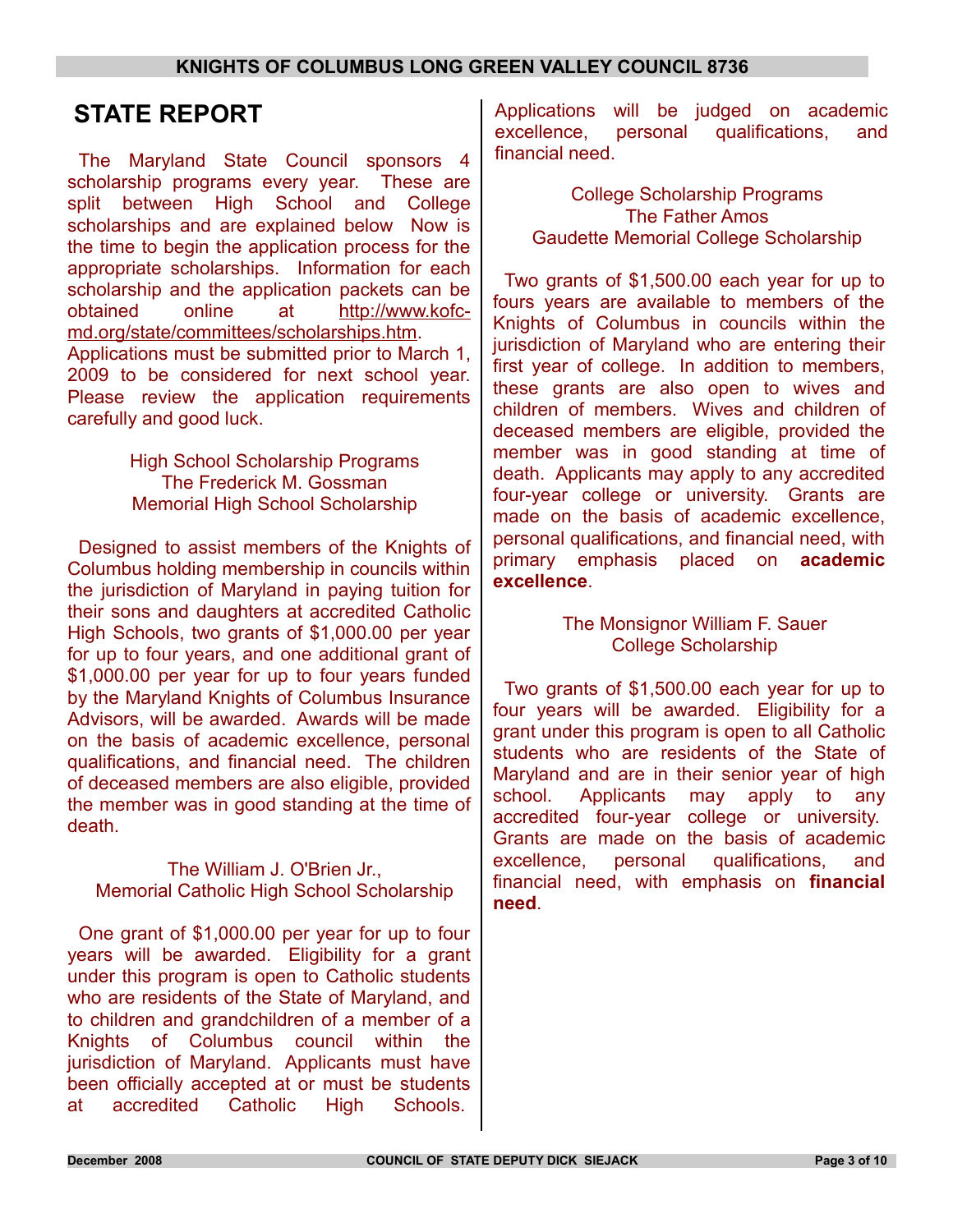## STATE REPORT

The Maryland State Council sponsors 4 scholarship programs every year. These are split between High School and College scholarships and are explained below Now is the time to begin the application process for the appropriate scholarships. Information for each scholarship and the application packets can be obtained online at http://www.kofc-md.org/state/committees/scholarships.htm. Applications must be submitted prior to March 1, 2009 to be considered for next school year. Please review the application requirements carefully and good luck.

### High School Scholarship Programs
### The Frederick M. Gossman Memorial High School Scholarship

Designed to assist members of the Knights of Columbus holding membership in councils within the jurisdiction of Maryland in paying tuition for their sons and daughters at accredited Catholic High Schools, two grants of $1,000.00 per year for up to four years, and one additional grant of $1,000.00 per year for up to four years funded by the Maryland Knights of Columbus Insurance Advisors, will be awarded. Awards will be made on the basis of academic excellence, personal qualifications, and financial need. The children of deceased members are also eligible, provided the member was in good standing at the time of death.

### The William J. O'Brien Jr., Memorial Catholic High School Scholarship

One grant of $1,000.00 per year for up to four years will be awarded. Eligibility for a grant under this program is open to Catholic students who are residents of the State of Maryland, and to children and grandchildren of a member of a Knights of Columbus council within the jurisdiction of Maryland. Applicants must have been officially accepted at or must be students at accredited Catholic High Schools. Applications will be judged on academic excellence, personal qualifications, and financial need.

### College Scholarship Programs
### The Father Amos Gaudette Memorial College Scholarship

Two grants of $1,500.00 each year for up to fours years are available to members of the Knights of Columbus in councils within the jurisdiction of Maryland who are entering their first year of college. In addition to members, these grants are also open to wives and children of members. Wives and children of deceased members are eligible, provided the member was in good standing at time of death. Applicants may apply to any accredited four-year college or university. Grants are made on the basis of academic excellence, personal qualifications, and financial need, with primary emphasis placed on **academic excellence**.

### The Monsignor William F. Sauer College Scholarship

Two grants of $1,500.00 each year for up to four years will be awarded. Eligibility for a grant under this program is open to all Catholic students who are residents of the State of Maryland and are in their senior year of high school. Applicants may apply to any accredited four-year college or university. Grants are made on the basis of academic excellence, personal qualifications, and financial need, with emphasis on **financial need**.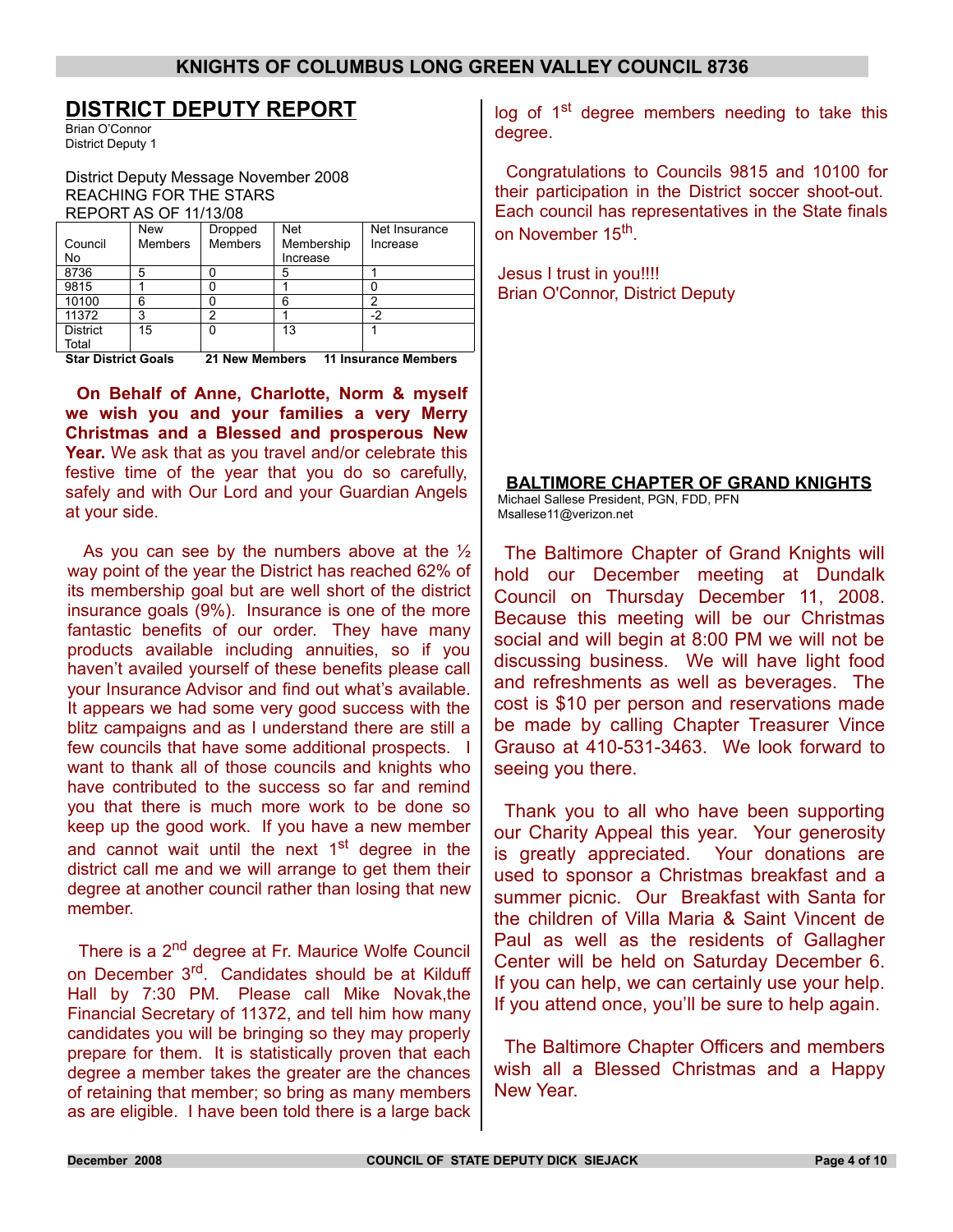## DISTRICT DEPUTY REPORT

Brian O'Connor
District Deputy 1

District Deputy Message November 2008
REACHING FOR THE STARS
REPORT AS OF 11/13/08

| Council No | New Members | Dropped Members | Net Membership Increase | Net Insurance Increase |
|---|---|---|---|---|
| 8736 | 5 | 0 | 5 | 1 |
| 9815 | 1 | 0 | 1 | 0 |
| 10100 | 6 | 0 | 6 | 2 |
| 11372 | 3 | 2 | 1 | -2 |
| District Total | 15 | 0 | 13 | 1 |

**Star District Goals 21 New Members 11 Insurance Members**

**On Behalf of Anne, Charlotte, Norm & myself we wish you and your families a very Merry Christmas and a Blessed and prosperous New Year.** We ask that as you travel and/or celebrate this festive time of the year that you do so carefully, safely and with Our Lord and your Guardian Angels at your side.

As you can see by the numbers above at the ½ way point of the year the District has reached 62% of its membership goal but are well short of the district insurance goals (9%). Insurance is one of the more fantastic benefits of our order. They have many products available including annuities, so if you haven't availed yourself of these benefits please call your Insurance Advisor and find out what's available. It appears we had some very good success with the blitz campaigns and as I understand there are still a few councils that have some additional prospects. I want to thank all of those councils and knights who have contributed to the success so far and remind you that there is much more work to be done so keep up the good work. If you have a new member and cannot wait until the next 1st degree in the district call me and we will arrange to get them their degree at another council rather than losing that new member.

There is a 2nd degree at Fr. Maurice Wolfe Council on December 3rd. Candidates should be at Kilduff Hall by 7:30 PM. Please call Mike Novak,the Financial Secretary of 11372, and tell him how many candidates you will be bringing so they may properly prepare for them. It is statistically proven that each degree a member takes the greater are the chances of retaining that member; so bring as many members as are eligible. I have been told there is a large back log of 1st degree members needing to take this degree.

Congratulations to Councils 9815 and 10100 for their participation in the District soccer shoot-out. Each council has representatives in the State finals on November 15th.

Jesus I trust in you!!!!
Brian O'Connor, District Deputy

## BALTIMORE CHAPTER OF GRAND KNIGHTS

Michael Sallese President, PGN, FDD, PFN
Msallese11@verizon.net

The Baltimore Chapter of Grand Knights will hold our December meeting at Dundalk Council on Thursday December 11, 2008. Because this meeting will be our Christmas social and will begin at 8:00 PM we will not be discussing business. We will have light food and refreshments as well as beverages. The cost is $10 per person and reservations made be made by calling Chapter Treasurer Vince Grauso at 410-531-3463. We look forward to seeing you there.

Thank you to all who have been supporting our Charity Appeal this year. Your generosity is greatly appreciated. Your donations are used to sponsor a Christmas breakfast and a summer picnic. Our Breakfast with Santa for the children of Villa Maria & Saint Vincent de Paul as well as the residents of Gallagher Center will be held on Saturday December 6. If you can help, we can certainly use your help. If you attend once, you'll be sure to help again.

The Baltimore Chapter Officers and members wish all a Blessed Christmas and a Happy New Year.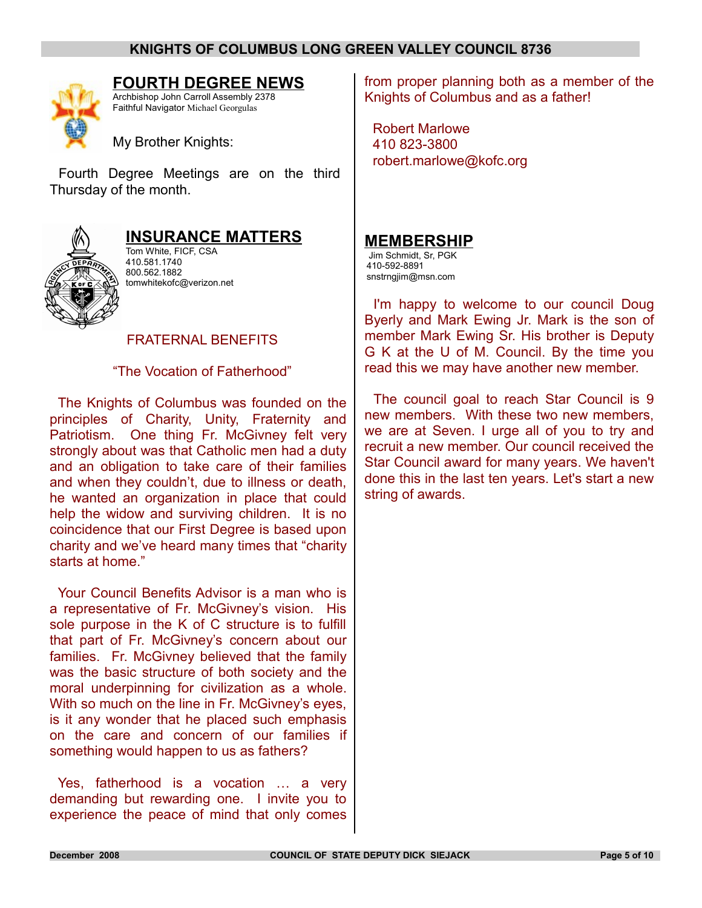## FOURTH DEGREE NEWS

Archbishop John Carroll Assembly 2378
Faithful Navigator Michael Georgulas

My Brother Knights:

Fourth Degree Meetings are on the third Thursday of the month.

## INSURANCE MATTERS

Tom White, FICF, CSA
410.581.1740
800.562.1882
tomwhitekofc@verizon.net

FRATERNAL BENEFITS

"The Vocation of Fatherhood"

The Knights of Columbus was founded on the principles of Charity, Unity, Fraternity and Patriotism. One thing Fr. McGivney felt very strongly about was that Catholic men had a duty and an obligation to take care of their families and when they couldn't, due to illness or death, he wanted an organization in place that could help the widow and surviving children. It is no coincidence that our First Degree is based upon charity and we've heard many times that "charity starts at home."

Your Council Benefits Advisor is a man who is a representative of Fr. McGivney's vision. His sole purpose in the K of C structure is to fulfill that part of Fr. McGivney's concern about our families. Fr. McGivney believed that the family was the basic structure of both society and the moral underpinning for civilization as a whole. With so much on the line in Fr. McGivney's eyes, is it any wonder that he placed such emphasis on the care and concern of our families if something would happen to us as fathers?

Yes, fatherhood is a vocation … a very demanding but rewarding one. I invite you to experience the peace of mind that only comes from proper planning both as a member of the Knights of Columbus and as a father!

Robert Marlowe
410 823-3800
robert.marlowe@kofc.org

## MEMBERSHIP

Jim Schmidt, Sr, PGK
410-592-8891
snstrngjim@msn.com

I'm happy to welcome to our council Doug Byerly and Mark Ewing Jr. Mark is the son of member Mark Ewing Sr. His brother is Deputy G K at the U of M. Council. By the time you read this we may have another new member.

The council goal to reach Star Council is 9 new members. With these two new members, we are at Seven. I urge all of you to try and recruit a new member. Our council received the Star Council award for many years. We haven't done this in the last ten years. Let's start a new string of awards.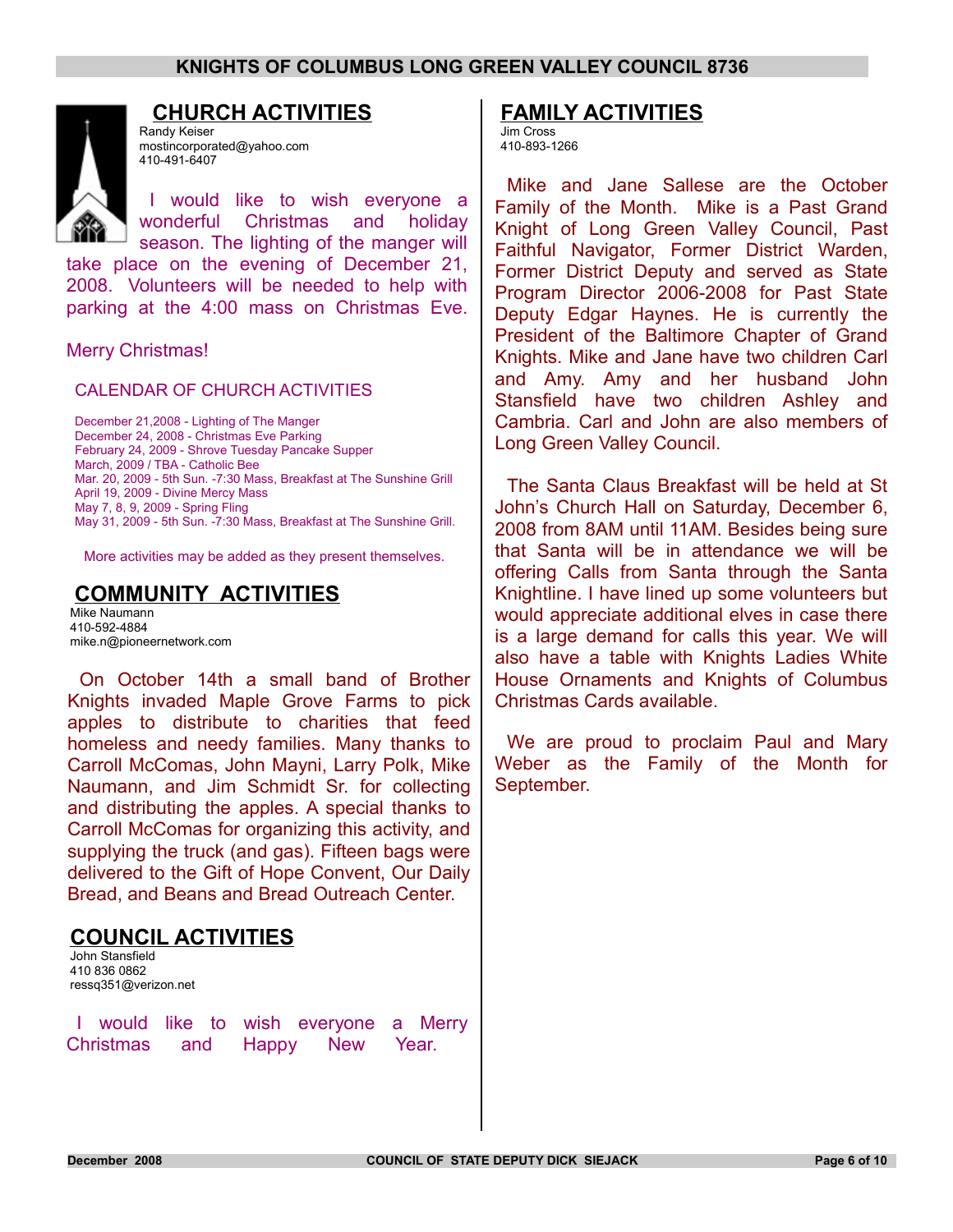## CHURCH ACTIVITIES

Randy Keiser
mostincorporated@yahoo.com
410-491-6407

I would like to wish everyone a wonderful Christmas and holiday season. The lighting of the manger will take place on the evening of December 21, 2008. Volunteers will be needed to help with parking at the 4:00 mass on Christmas Eve.

Merry Christmas!

CALENDAR OF CHURCH ACTIVITIES

December 21,2008 - Lighting of The Manger
December 24, 2008 - Christmas Eve Parking
February 24, 2009 - Shrove Tuesday Pancake Supper
March, 2009 / TBA - Catholic Bee
Mar. 20, 2009 - 5th Sun. -7:30 Mass, Breakfast at The Sunshine Grill
April 19, 2009 - Divine Mercy Mass
May 7, 8, 9, 2009 - Spring Fling
May 31, 2009 - 5th Sun. -7:30 Mass, Breakfast at The Sunshine Grill.

More activities may be added as they present themselves.

## COMMUNITY ACTIVITIES

Mike Naumann
410-592-4884
mike.n@pioneernetwork.com

On October 14th a small band of Brother Knights invaded Maple Grove Farms to pick apples to distribute to charities that feed homeless and needy families. Many thanks to Carroll McComas, John Mayni, Larry Polk, Mike Naumann, and Jim Schmidt Sr. for collecting and distributing the apples. A special thanks to Carroll McComas for organizing this activity, and supplying the truck (and gas). Fifteen bags were delivered to the Gift of Hope Convent, Our Daily Bread, and Beans and Bread Outreach Center.

## COUNCIL ACTIVITIES

John Stansfield
410 836 0862
ressq351@verizon.net

I would like to wish everyone a Merry Christmas and Happy New Year.

## FAMILY ACTIVITIES

Jim Cross
410-893-1266

Mike and Jane Sallese are the October Family of the Month. Mike is a Past Grand Knight of Long Green Valley Council, Past Faithful Navigator, Former District Warden, Former District Deputy and served as State Program Director 2006-2008 for Past State Deputy Edgar Haynes. He is currently the President of the Baltimore Chapter of Grand Knights. Mike and Jane have two children Carl and Amy. Amy and her husband John Stansfield have two children Ashley and Cambria. Carl and John are also members of Long Green Valley Council.

The Santa Claus Breakfast will be held at St John's Church Hall on Saturday, December 6, 2008 from 8AM until 11AM. Besides being sure that Santa will be in attendance we will be offering Calls from Santa through the Santa Knightline. I have lined up some volunteers but would appreciate additional elves in case there is a large demand for calls this year. We will also have a table with Knights Ladies White House Ornaments and Knights of Columbus Christmas Cards available.

We are proud to proclaim Paul and Mary Weber as the Family of the Month for September.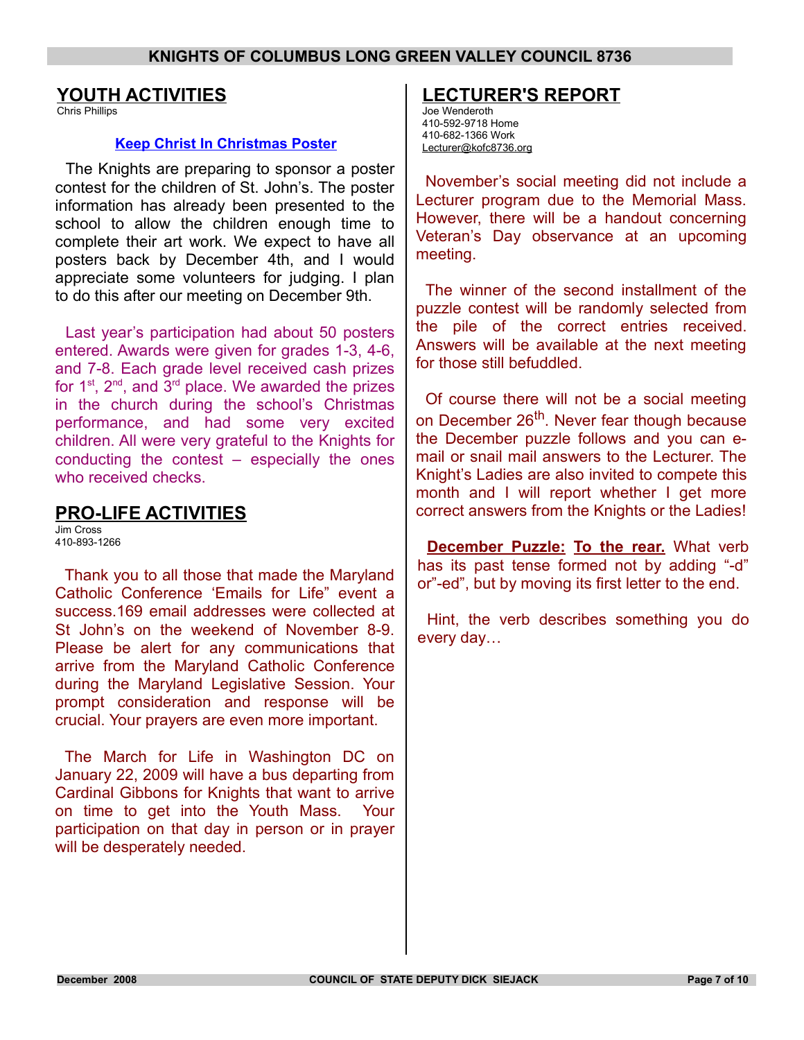## YOUTH ACTIVITIES

Chris Phillips

**Keep Christ In Christmas Poster**

The Knights are preparing to sponsor a poster contest for the children of St. John's. The poster information has already been presented to the school to allow the children enough time to complete their art work. We expect to have all posters back by December 4th, and I would appreciate some volunteers for judging. I plan to do this after our meeting on December 9th.

Last year's participation had about 50 posters entered. Awards were given for grades 1-3, 4-6, and 7-8. Each grade level received cash prizes for 1st, 2nd, and 3rd place. We awarded the prizes in the church during the school's Christmas performance, and had some very excited children. All were very grateful to the Knights for conducting the contest – especially the ones who received checks.

## PRO-LIFE ACTIVITIES

Jim Cross
410-893-1266

Thank you to all those that made the Maryland Catholic Conference 'Emails for Life" event a success.169 email addresses were collected at St John's on the weekend of November 8-9. Please be alert for any communications that arrive from the Maryland Catholic Conference during the Maryland Legislative Session. Your prompt consideration and response will be crucial. Your prayers are even more important.

The March for Life in Washington DC on January 22, 2009 will have a bus departing from Cardinal Gibbons for Knights that want to arrive on time to get into the Youth Mass. Your participation on that day in person or in prayer will be desperately needed.

## LECTURER'S REPORT

Joe Wenderoth
410-592-9718 Home
410-682-1366 Work
Lecturer@kofc8736.org

November's social meeting did not include a Lecturer program due to the Memorial Mass. However, there will be a handout concerning Veteran's Day observance at an upcoming meeting.

The winner of the second installment of the puzzle contest will be randomly selected from the pile of the correct entries received. Answers will be available at the next meeting for those still befuddled.

Of course there will not be a social meeting on December 26th. Never fear though because the December puzzle follows and you can e-mail or snail mail answers to the Lecturer. The Knight's Ladies are also invited to compete this month and I will report whether I get more correct answers from the Knights or the Ladies!

**December Puzzle:** **To the rear.** What verb has its past tense formed not by adding "-d" or"-ed", but by moving its first letter to the end.

Hint, the verb describes something you do every day…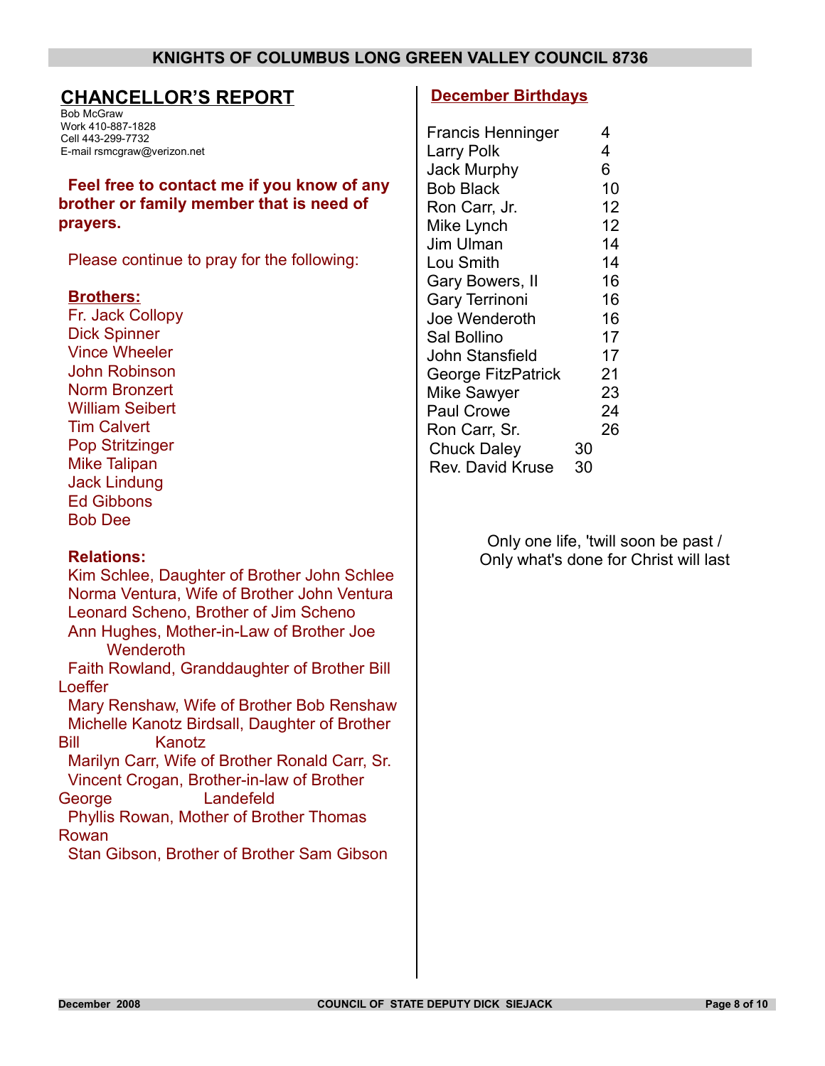## CHANCELLOR'S REPORT

Bob McGraw
Work 410-887-1828
Cell 443-299-7732
E-mail rsmcgraw@verizon.net

**Feel free to contact me if you know of any brother or family member that is need of prayers.**

Please continue to pray for the following:

**Brothers:**

Fr. Jack Collopy
Dick Spinner
Vince Wheeler
John Robinson
Norm Bronzert
William Seibert
Tim Calvert
Pop Stritzinger
Mike Talipan
Jack Lindung
Ed Gibbons
Bob Dee

**Relations:**

Kim Schlee, Daughter of Brother John Schlee
Norma Ventura, Wife of Brother John Ventura
Leonard Scheno, Brother of Jim Scheno
Ann Hughes, Mother-in-Law of Brother Joe Wenderoth
Faith Rowland, Granddaughter of Brother Bill Loeffer
Mary Renshaw, Wife of Brother Bob Renshaw
Michelle Kanotz Birdsall, Daughter of Brother Bill Kanotz
Marilyn Carr, Wife of Brother Ronald Carr, Sr.
Vincent Crogan, Brother-in-law of Brother George Landefeld
Phyllis Rowan, Mother of Brother Thomas Rowan
Stan Gibson, Brother of Brother Sam Gibson

## December Birthdays

| Name | Day |
|---|---|
| Francis Henninger | 4 |
| Larry Polk | 4 |
| Jack Murphy | 6 |
| Bob Black | 10 |
| Ron Carr, Jr. | 12 |
| Mike Lynch | 12 |
| Jim Ulman | 14 |
| Lou Smith | 14 |
| Gary Bowers, II | 16 |
| Gary Terrinoni | 16 |
| Joe Wenderoth | 16 |
| Sal Bollino | 17 |
| John Stansfield | 17 |
| George FitzPatrick | 21 |
| Mike Sawyer | 23 |
| Paul Crowe | 24 |
| Ron Carr, Sr. | 26 |
| Chuck Daley | 30 |
| Rev. David Kruse | 30 |

Only one life, 'twill soon be past /
Only what's done for Christ will last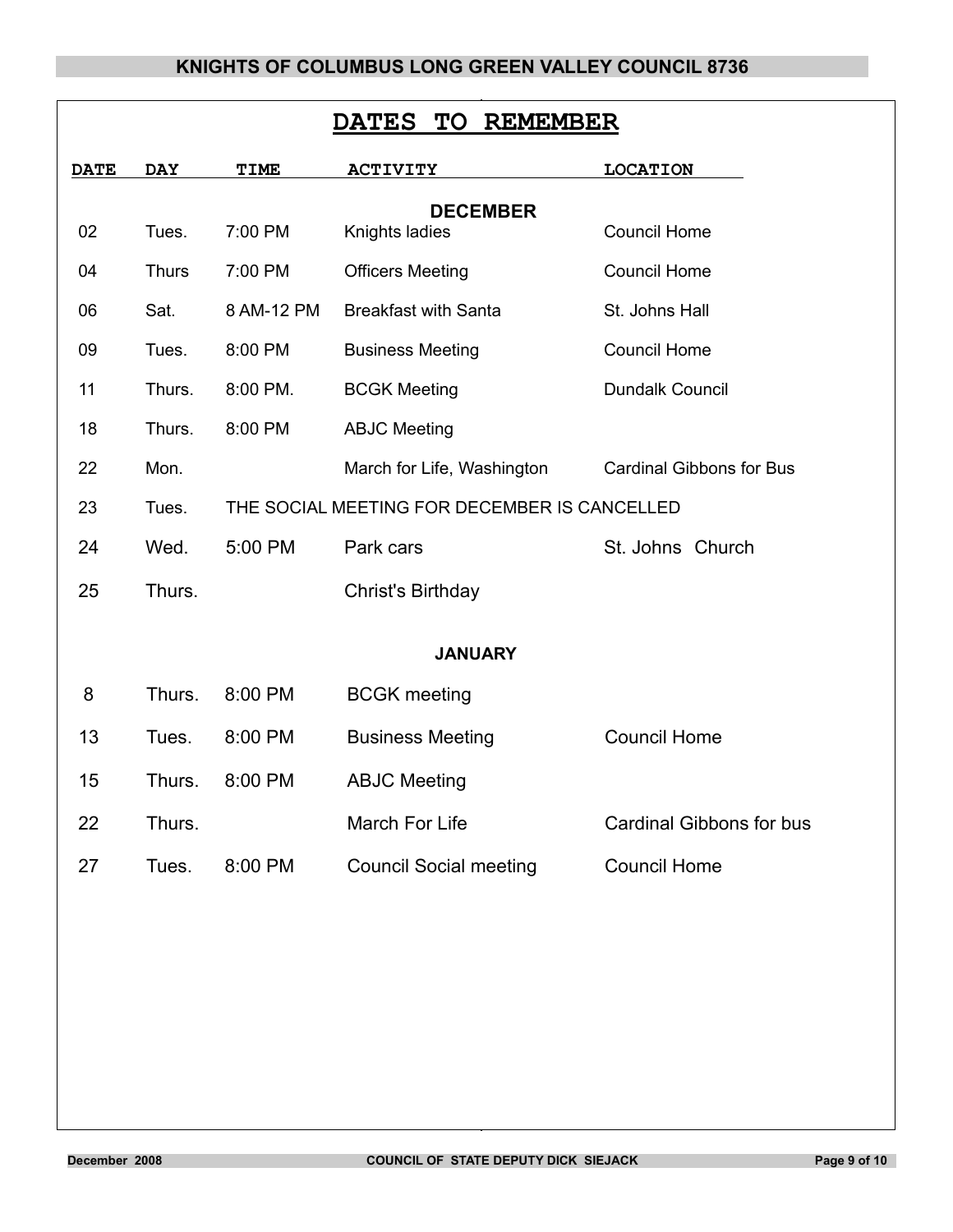## DATES TO REMEMBER

| DATE | DAY | TIME | ACTIVITY | LOCATION |
|---|---|---|---|---|
| | | | **DECEMBER** | |
| 02 | Tues. | 7:00 PM | Knights ladies | Council Home |
| 04 | Thurs | 7:00 PM | Officers Meeting | Council Home |
| 06 | Sat. | 8 AM-12 PM | Breakfast with Santa | St. Johns Hall |
| 09 | Tues. | 8:00 PM | Business Meeting | Council Home |
| 11 | Thurs. | 8:00 PM. | BCGK Meeting | Dundalk Council |
| 18 | Thurs. | 8:00 PM | ABJC Meeting | |
| 22 | Mon. | | March for Life, Washington | Cardinal Gibbons for Bus |
| 23 | Tues. | THE SOCIAL MEETING FOR DECEMBER IS CANCELLED | | |
| 24 | Wed. | 5:00 PM | Park cars | St. Johns Church |
| 25 | Thurs. | | Christ's Birthday | |
| | | | **JANUARY** | |
| 8 | Thurs. | 8:00 PM | BCGK meeting | |
| 13 | Tues. | 8:00 PM | Business Meeting | Council Home |
| 15 | Thurs. | 8:00 PM | ABJC Meeting | |
| 22 | Thurs. | | March For Life | Cardinal Gibbons for bus |
| 27 | Tues. | 8:00 PM | Council Social meeting | Council Home |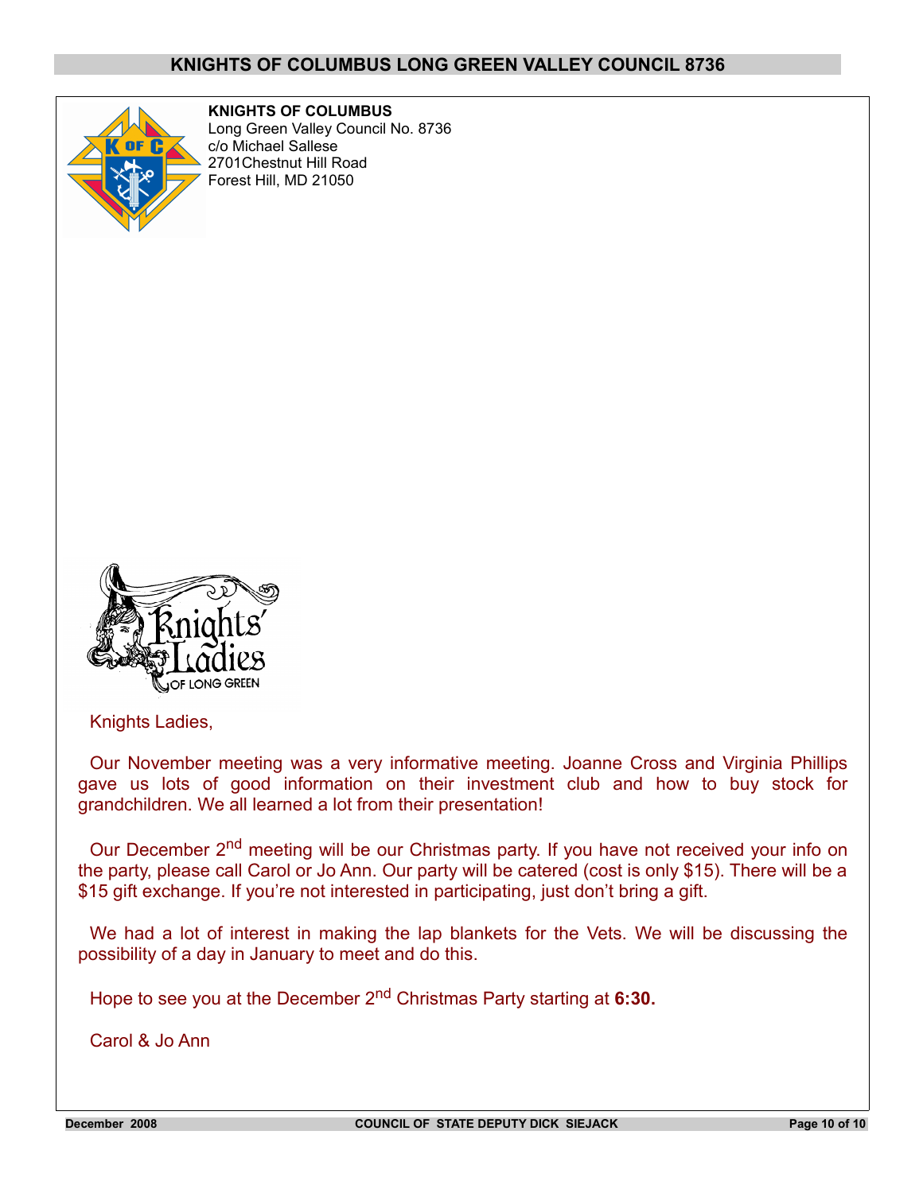**KNIGHTS OF COLUMBUS**
Long Green Valley Council No. 8736
c/o Michael Sallese
2701Chestnut Hill Road
Forest Hill, MD 21050

Knights Ladies,

Our November meeting was a very informative meeting. Joanne Cross and Virginia Phillips gave us lots of good information on their investment club and how to buy stock for grandchildren. We all learned a lot from their presentation!

Our December 2nd meeting will be our Christmas party. If you have not received your info on the party, please call Carol or Jo Ann. Our party will be catered (cost is only $15). There will be a $15 gift exchange. If you're not interested in participating, just don't bring a gift.

We had a lot of interest in making the lap blankets for the Vets. We will be discussing the possibility of a day in January to meet and do this.

Hope to see you at the December 2nd Christmas Party starting at **6:30.**

Carol & Jo Ann